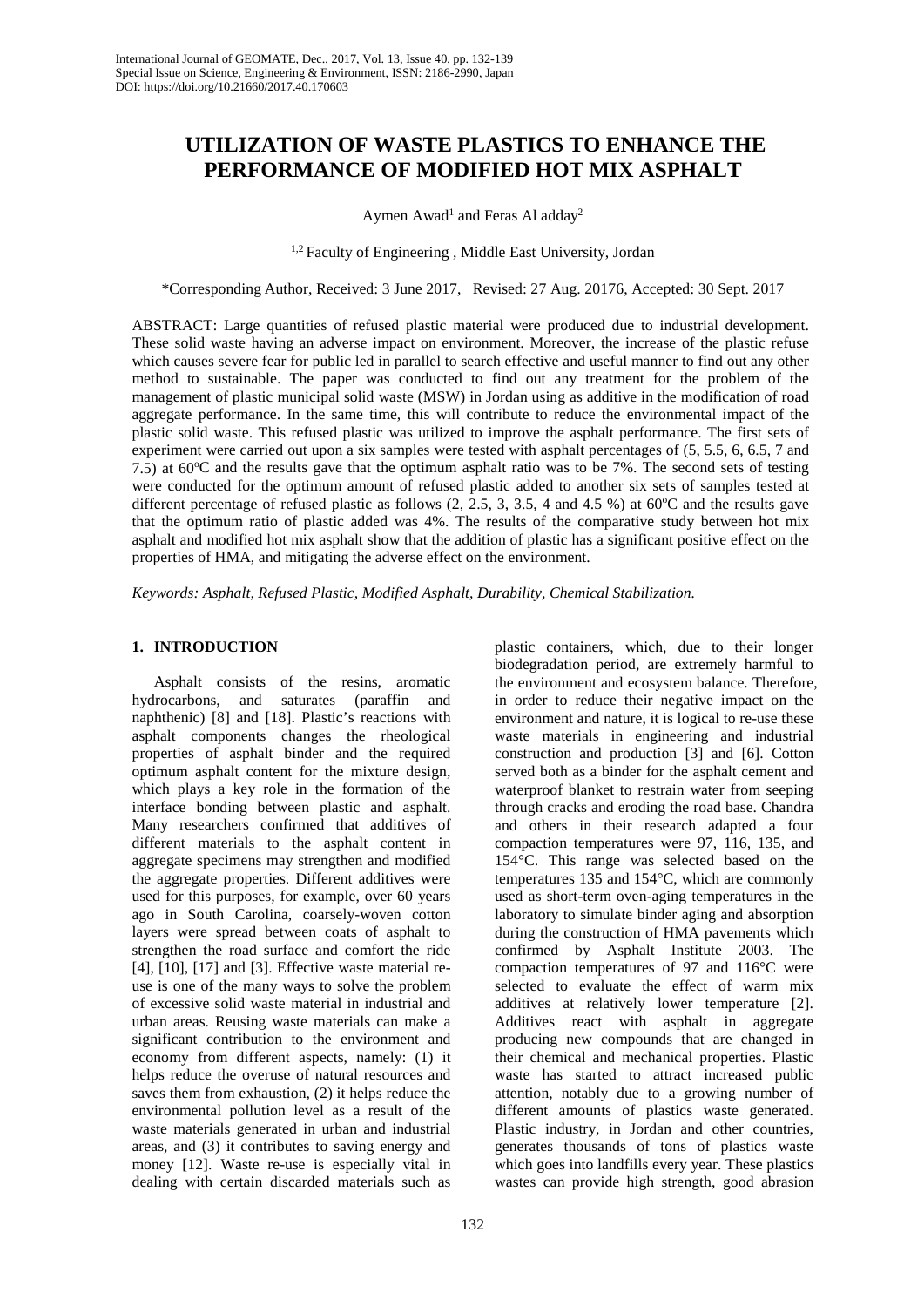# UTILIZATION OF WASTE PLASTICS TO ENHANCE THE PERFORMANCE OF MODIFIED HOT MIX ASPHALT

Aymen Awad[1] and Feras Al adday[2]

[1,2] Faculty of Engineering , Middle East University, Jordan

*Corresponding Author, Received: 3 June 2017, Revised: 27 Aug. 20176, Accepted: 30 Sept. 2017

ABSTRACT: Large quantities of refused plastic material were produced due to industrial development. These solid waste having an adverse impact on environment. Moreover, the increase of the plastic refuse which causes severe fear for public led in parallel to search effective and useful manner to find out any other method to sustainable. The paper was conducted to find out any treatment for the problem of the management of plastic municipal solid waste (MSW) in Jordan using as additive in the modification of road aggregate performance. In the same time, this will contribute to reduce the environmental impact of the plastic solid waste. This refused plastic was utilized to improve the asphalt performance. The first sets of experiment were carried out upon a six samples were tested with asphalt percentages of (5, 5.5, 6, 6.5, 7 and 7.5) at 60°C and the results gave that the optimum asphalt ratio was to be 7%. The second sets of testing were conducted for the optimum amount of refused plastic added to another six sets of samples tested at different percentage of refused plastic as follows (2, 2.5, 3, 3.5, 4 and 4.5 %) at 60°C and the results gave that the optimum ratio of plastic added was 4%. The results of the comparative study between hot mix asphalt and modified hot mix asphalt show that the addition of plastic has a significant positive effect on the properties of HMA, and mitigating the adverse effect on the environment.

*Keywords: Asphalt, Refused Plastic, Modified Asphalt, Durability, Chemical Stabilization.*

## 1. INTRODUCTION

Asphalt consists of the resins, aromatic hydrocarbons, and saturates (paraffin and naphthenic) [8] and [18]. Plastic's reactions with asphalt components changes the rheological properties of asphalt binder and the required optimum asphalt content for the mixture design, which plays a key role in the formation of the interface bonding between plastic and asphalt. Many researchers confirmed that additives of different materials to the asphalt content in aggregate specimens may strengthen and modified the aggregate properties. Different additives were used for this purposes, for example, over 60 years ago in South Carolina, coarsely-woven cotton layers were spread between coats of asphalt to strengthen the road surface and comfort the ride [4], [10], [17] and [3]. Effective waste material re-use is one of the many ways to solve the problem of excessive solid waste material in industrial and urban areas. Reusing waste materials can make a significant contribution to the environment and economy from different aspects, namely: (1) it helps reduce the overuse of natural resources and saves them from exhaustion, (2) it helps reduce the environmental pollution level as a result of the waste materials generated in urban and industrial areas, and (3) it contributes to saving energy and money [12]. Waste re-use is especially vital in dealing with certain discarded materials such as plastic containers, which, due to their longer biodegradation period, are extremely harmful to the environment and ecosystem balance. Therefore, in order to reduce their negative impact on the environment and nature, it is logical to re-use these waste materials in engineering and industrial construction and production [3] and [6]. Cotton served both as a binder for the asphalt cement and waterproof blanket to restrain water from seeping through cracks and eroding the road base. Chandra and others in their research adapted a four compaction temperatures were 97, 116, 135, and 154°C. This range was selected based on the temperatures 135 and 154°C, which are commonly used as short-term oven-aging temperatures in the laboratory to simulate binder aging and absorption during the construction of HMA pavements which confirmed by Asphalt Institute 2003. The compaction temperatures of 97 and 116°C were selected to evaluate the effect of warm mix additives at relatively lower temperature [2]. Additives react with asphalt in aggregate producing new compounds that are changed in their chemical and mechanical properties. Plastic waste has started to attract increased public attention, notably due to a growing number of different amounts of plastics waste generated. Plastic industry, in Jordan and other countries, generates thousands of tons of plastics waste which goes into landfills every year. These plastics wastes can provide high strength, good abrasion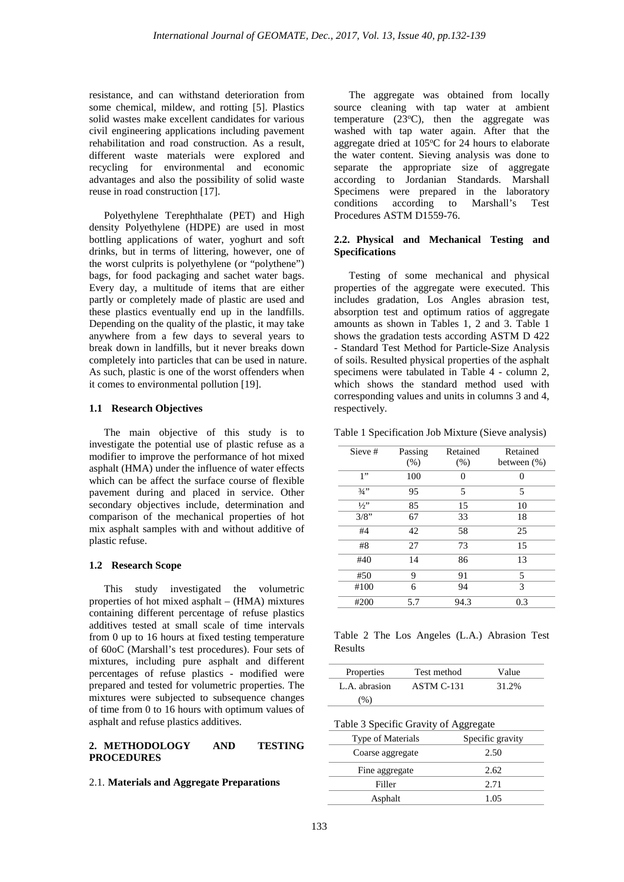resistance, and can withstand deterioration from some chemical, mildew, and rotting [5]. Plastics solid wastes make excellent candidates for various civil engineering applications including pavement rehabilitation and road construction. As a result, different waste materials were explored and recycling for environmental and economic advantages and also the possibility of solid waste reuse in road construction [17].

Polyethylene Terephthalate (PET) and High density Polyethylene (HDPE) are used in most bottling applications of water, yoghurt and soft drinks, but in terms of littering, however, one of the worst culprits is polyethylene (or "polythene") bags, for food packaging and sachet water bags. Every day, a multitude of items that are either partly or completely made of plastic are used and these plastics eventually end up in the landfills. Depending on the quality of the plastic, it may take anywhere from a few days to several years to break down in landfills, but it never breaks down completely into particles that can be used in nature. As such, plastic is one of the worst offenders when it comes to environmental pollution [19].

### 1.1 Research Objectives

The main objective of this study is to investigate the potential use of plastic refuse as a modifier to improve the performance of hot mixed asphalt (HMA) under the influence of water effects which can be affect the surface course of flexible pavement during and placed in service. Other secondary objectives include, determination and comparison of the mechanical properties of hot mix asphalt samples with and without additive of plastic refuse.

### 1.2 Research Scope

This study investigated the volumetric properties of hot mixed asphalt – (HMA) mixtures containing different percentage of refuse plastics additives tested at small scale of time intervals from 0 up to 16 hours at fixed testing temperature of 60oC (Marshall's test procedures). Four sets of mixtures, including pure asphalt and different percentages of refuse plastics - modified were prepared and tested for volumetric properties. The mixtures were subjected to subsequence changes of time from 0 to 16 hours with optimum values of asphalt and refuse plastics additives.

## 2. METHODOLOGY AND TESTING PROCEDURES

### 2.1. Materials and Aggregate Preparations

The aggregate was obtained from locally source cleaning with tap water at ambient temperature (23$^{o}$C), then the aggregate was washed with tap water again. After that the aggregate dried at 105$^{o}$C for 24 hours to elaborate the water content. Sieving analysis was done to separate the appropriate size of aggregate according to Jordanian Standards. Marshall Specimens were prepared in the laboratory conditions according to Marshall's Test Procedures ASTM D1559-76.

### 2.2. Physical and Mechanical Testing and Specifications

Testing of some mechanical and physical properties of the aggregate were executed. This includes gradation, Los Angles abrasion test, absorption test and optimum ratios of aggregate amounts as shown in Tables 1, 2 and 3. Table 1 shows the gradation tests according ASTM D 422 - Standard Test Method for Particle-Size Analysis of soils. Resulted physical properties of the asphalt specimens were tabulated in Table 4 - column 2, which shows the standard method used with corresponding values and units in columns 3 and 4, respectively.

Table 1 Specification Job Mixture (Sieve analysis)

| Sieve # | Passing (%) | Retained (%) | Retained between (%) |
|---|---|---|---|
| 1" | 100 | 0 | 0 |
| ¾" | 95 | 5 | 5 |
| ½" | 85 | 15 | 10 |
| 3/8" | 67 | 33 | 18 |
| #4 | 42 | 58 | 25 |
| #8 | 27 | 73 | 15 |
| #40 | 14 | 86 | 13 |
| #50 | 9 | 91 | 5 |
| #100 | 6 | 94 | 3 |
| #200 | 5.7 | 94.3 | 0.3 |

Table 2 The Los Angeles (L.A.) Abrasion Test Results

| Properties | Test method | Value |
|---|---|---|
| L.A. abrasion (%) | ASTM C-131 | 31.2% |

Table 3 Specific Gravity of Aggregate

| Type of Materials | Specific gravity |
|---|---|
| Coarse aggregate | 2.50 |
| Fine aggregate | 2.62 |
| Filler | 2.71 |
| Asphalt | 1.05 |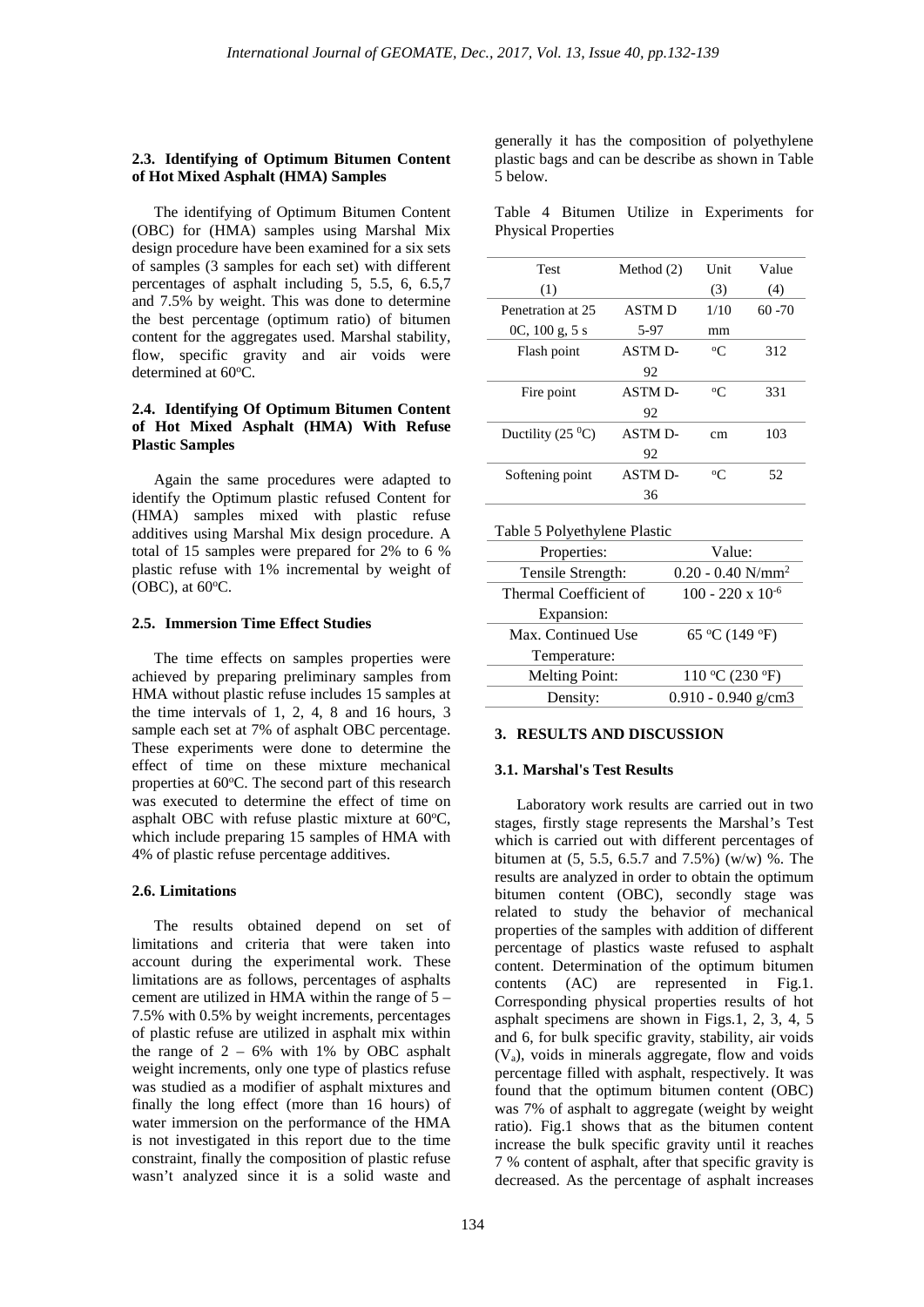### 2.3. Identifying of Optimum Bitumen Content of Hot Mixed Asphalt (HMA) Samples

The identifying of Optimum Bitumen Content (OBC) for (HMA) samples using Marshal Mix design procedure have been examined for a six sets of samples (3 samples for each set) with different percentages of asphalt including 5, 5.5, 6, 6.5,7 and 7.5% by weight. This was done to determine the best percentage (optimum ratio) of bitumen content for the aggregates used. Marshal stability, flow, specific gravity and air voids were determined at 60°C.

### 2.4. Identifying Of Optimum Bitumen Content of Hot Mixed Asphalt (HMA) With Refuse Plastic Samples

Again the same procedures were adapted to identify the Optimum plastic refused Content for (HMA) samples mixed with plastic refuse additives using Marshal Mix design procedure. A total of 15 samples were prepared for 2% to 6 % plastic refuse with 1% incremental by weight of (OBC), at 60°C.

### 2.5. Immersion Time Effect Studies

The time effects on samples properties were achieved by preparing preliminary samples from HMA without plastic refuse includes 15 samples at the time intervals of 1, 2, 4, 8 and 16 hours, 3 sample each set at 7% of asphalt OBC percentage. These experiments were done to determine the effect of time on these mixture mechanical properties at 60°C. The second part of this research was executed to determine the effect of time on asphalt OBC with refuse plastic mixture at 60°C, which include preparing 15 samples of HMA with 4% of plastic refuse percentage additives.

### 2.6. Limitations

The results obtained depend on set of limitations and criteria that were taken into account during the experimental work. These limitations are as follows, percentages of asphalts cement are utilized in HMA within the range of 5 – 7.5% with 0.5% by weight increments, percentages of plastic refuse are utilized in asphalt mix within the range of 2 – 6% with 1% by OBC asphalt weight increments, only one type of plastics refuse was studied as a modifier of asphalt mixtures and finally the long effect (more than 16 hours) of water immersion on the performance of the HMA is not investigated in this report due to the time constraint, finally the composition of plastic refuse wasn't analyzed since it is a solid waste and generally it has the composition of polyethylene plastic bags and can be describe as shown in Table 5 below.

Table 4 Bitumen Utilize in Experiments for Physical Properties

| Test (1) | Method (2) | Unit (3) | Value (4) |
|---|---|---|---|
| Penetration at 25 0C, 100 g, 5 s | ASTM D 5-97 | 1/10 mm | 60 -70 |
| Flash point | ASTM D-92 | °C | 312 |
| Fire point | ASTM D-92 | °C | 331 |
| Ductility (25 °C) | ASTM D-92 | cm | 103 |
| Softening point | ASTM D-36 | °C | 52 |

Table 5 Polyethylene Plastic

| Properties: | Value: |
|---|---|
| Tensile Strength: | 0.20 - 0.40 N/mm$^2$ |
| Thermal Coefficient of Expansion: | 100 - 220 x $10^{-6}$ |
| Max. Continued Use Temperature: | 65 °C (149 °F) |
| Melting Point: | 110 °C (230 °F) |
| Density: | 0.910 - 0.940 g/cm3 |

## 3. RESULTS AND DISCUSSION

### 3.1. Marshal's Test Results

Laboratory work results are carried out in two stages, firstly stage represents the Marshal's Test which is carried out with different percentages of bitumen at (5, 5.5, 6.5.7 and 7.5%) (w/w) %. The results are analyzed in order to obtain the optimum bitumen content (OBC), secondly stage was related to study the behavior of mechanical properties of the samples with addition of different percentage of plastics waste refused to asphalt content. Determination of the optimum bitumen contents (AC) are represented in Fig.1. Corresponding physical properties results of hot asphalt specimens are shown in Figs.1, 2, 3, 4, 5 and 6, for bulk specific gravity, stability, air voids ($V_a$), voids in minerals aggregate, flow and voids percentage filled with asphalt, respectively. It was found that the optimum bitumen content (OBC) was 7% of asphalt to aggregate (weight by weight ratio). Fig.1 shows that as the bitumen content increase the bulk specific gravity until it reaches 7 % content of asphalt, after that specific gravity is decreased. As the percentage of asphalt increases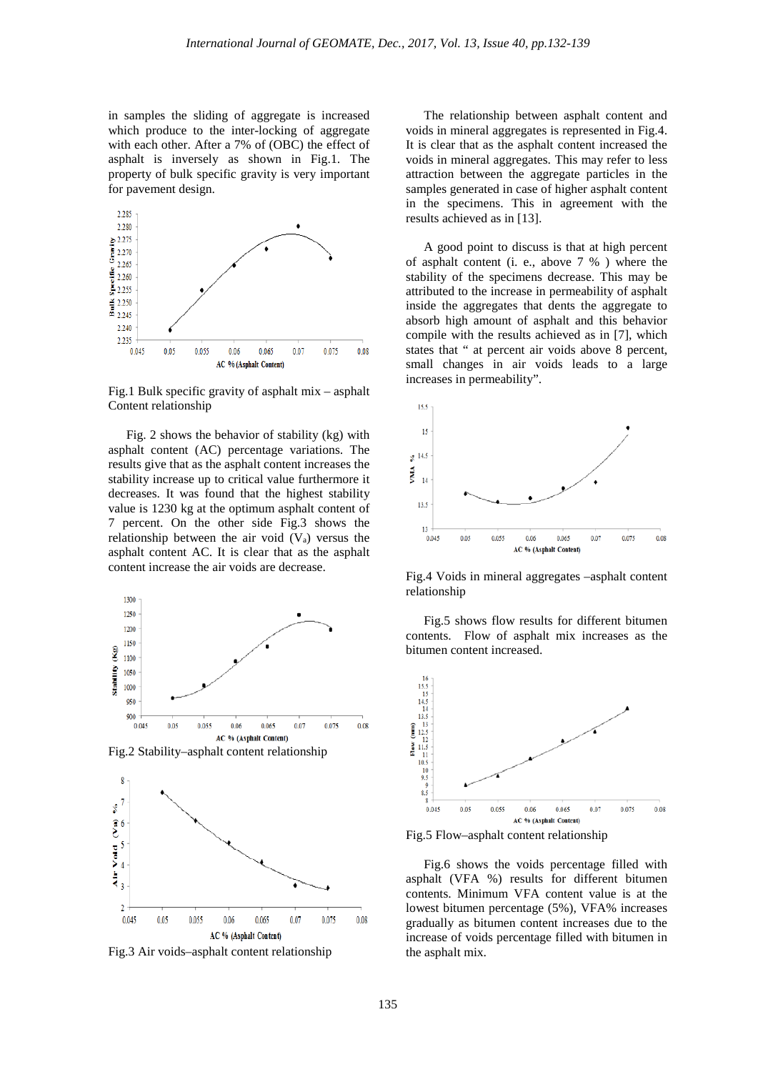in samples the sliding of aggregate is increased which produce to the inter-locking of aggregate with each other. After a 7% of (OBC) the effect of asphalt is inversely as shown in Fig.1. The property of bulk specific gravity is very important for pavement design.

Fig.1 Bulk specific gravity of asphalt mix – asphalt Content relationship

Fig. 2 shows the behavior of stability (kg) with asphalt content (AC) percentage variations. The results give that as the asphalt content increases the stability increase up to critical value furthermore it decreases. It was found that the highest stability value is 1230 kg at the optimum asphalt content of 7 percent. On the other side Fig.3 shows the relationship between the air void ($V_a$) versus the asphalt content AC. It is clear that as the asphalt content increase the air voids are decrease.

Fig.2 Stability–asphalt content relationship

Fig.3 Air voids–asphalt content relationship

The relationship between asphalt content and voids in mineral aggregates is represented in Fig.4. It is clear that as the asphalt content increased the voids in mineral aggregates. This may refer to less attraction between the aggregate particles in the samples generated in case of higher asphalt content in the specimens. This in agreement with the results achieved as in [13].

A good point to discuss is that at high percent of asphalt content (i. e., above 7 % ) where the stability of the specimens decrease. This may be attributed to the increase in permeability of asphalt inside the aggregates that dents the aggregate to absorb high amount of asphalt and this behavior compile with the results achieved as in [7], which states that " at percent air voids above 8 percent, small changes in air voids leads to a large increases in permeability".

Fig.4 Voids in mineral aggregates –asphalt content relationship

Fig.5 shows flow results for different bitumen contents. Flow of asphalt mix increases as the bitumen content increased.

Fig.5 Flow–asphalt content relationship

Fig.6 shows the voids percentage filled with asphalt (VFA %) results for different bitumen contents. Minimum VFA content value is at the lowest bitumen percentage (5%), VFA% increases gradually as bitumen content increases due to the increase of voids percentage filled with bitumen in the asphalt mix.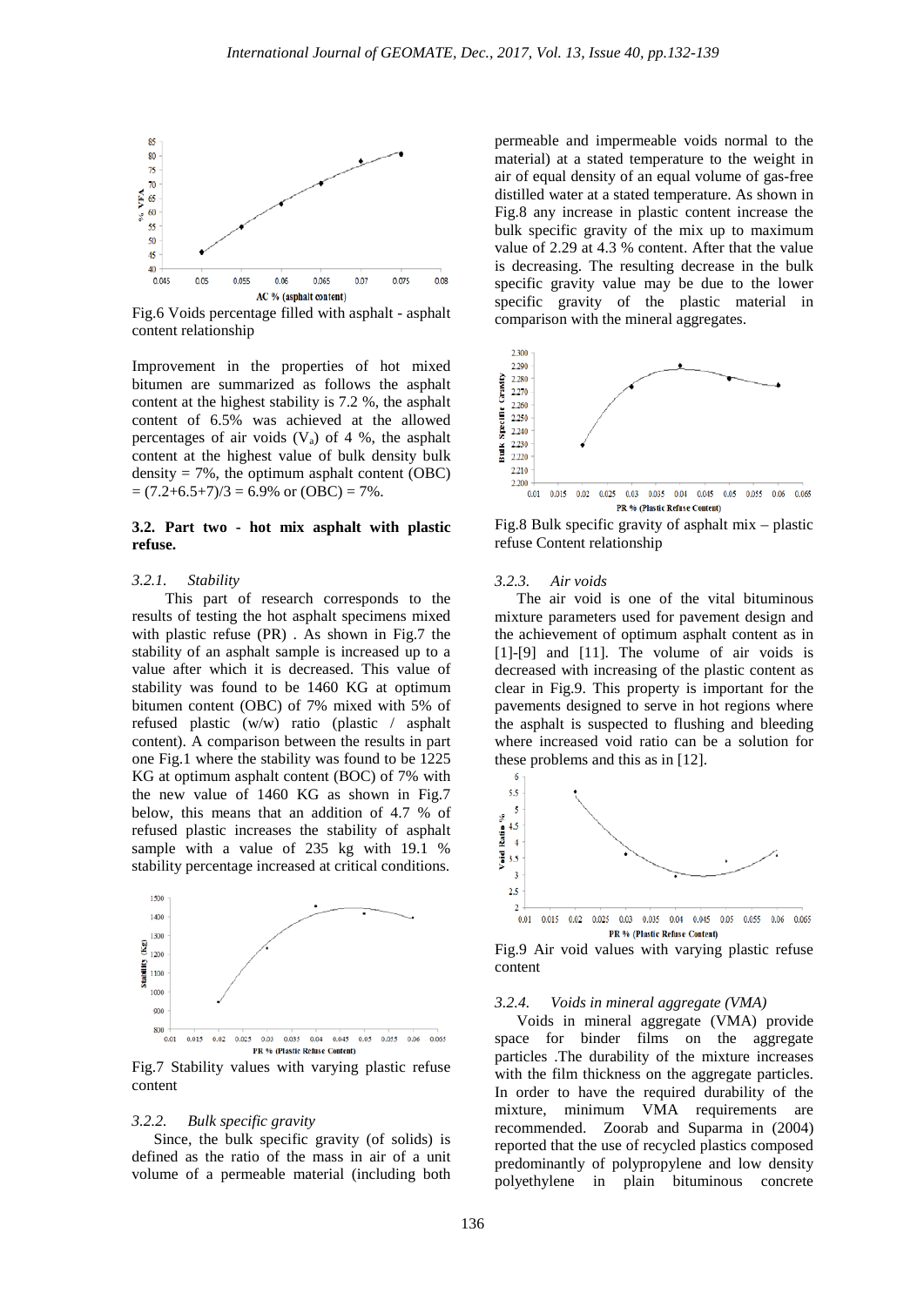Fig.6 Voids percentage filled with asphalt - asphalt content relationship

Improvement in the properties of hot mixed bitumen are summarized as follows the asphalt content at the highest stability is 7.2 %, the asphalt content of 6.5% was achieved at the allowed percentages of air voids ($V_a$) of 4 %, the asphalt content at the highest value of bulk density bulk density = 7%, the optimum asphalt content (OBC) = (7.2+6.5+7)/3 = 6.9% or (OBC) = 7%.

### 3.2. Part two - hot mix asphalt with plastic refuse.

#### *3.2.1. Stability*

This part of research corresponds to the results of testing the hot asphalt specimens mixed with plastic refuse (PR) . As shown in Fig.7 the stability of an asphalt sample is increased up to a value after which it is decreased. This value of stability was found to be 1460 KG at optimum bitumen content (OBC) of 7% mixed with 5% of refused plastic (w/w) ratio (plastic / asphalt content). A comparison between the results in part one Fig.1 where the stability was found to be 1225 KG at optimum asphalt content (BOC) of 7% with the new value of 1460 KG as shown in Fig.7 below, this means that an addition of 4.7 % of refused plastic increases the stability of asphalt sample with a value of 235 kg with 19.1 % stability percentage increased at critical conditions.

Fig.7 Stability values with varying plastic refuse content

#### *3.2.2. Bulk specific gravity*

Since, the bulk specific gravity (of solids) is defined as the ratio of the mass in air of a unit volume of a permeable material (including both permeable and impermeable voids normal to the material) at a stated temperature to the weight in air of equal density of an equal volume of gas-free distilled water at a stated temperature. As shown in Fig.8 any increase in plastic content increase the bulk specific gravity of the mix up to maximum value of 2.29 at 4.3 % content. After that the value is decreasing. The resulting decrease in the bulk specific gravity value may be due to the lower specific gravity of the plastic material in comparison with the mineral aggregates.

Fig.8 Bulk specific gravity of asphalt mix – plastic refuse Content relationship

#### *3.2.3. Air voids*

The air void is one of the vital bituminous mixture parameters used for pavement design and the achievement of optimum asphalt content as in [1]-[9] and [11]. The volume of air voids is decreased with increasing of the plastic content as clear in Fig.9. This property is important for the pavements designed to serve in hot regions where the asphalt is suspected to flushing and bleeding where increased void ratio can be a solution for these problems and this as in [12].

Fig.9 Air void values with varying plastic refuse content

#### *3.2.4. Voids in mineral aggregate (VMA)*

Voids in mineral aggregate (VMA) provide space for binder films on the aggregate particles .The durability of the mixture increases with the film thickness on the aggregate particles. In order to have the required durability of the mixture, minimum VMA requirements are recommended. Zoorab and Suparma in (2004) reported that the use of recycled plastics composed predominantly of polypropylene and low density polyethylene in plain bituminous concrete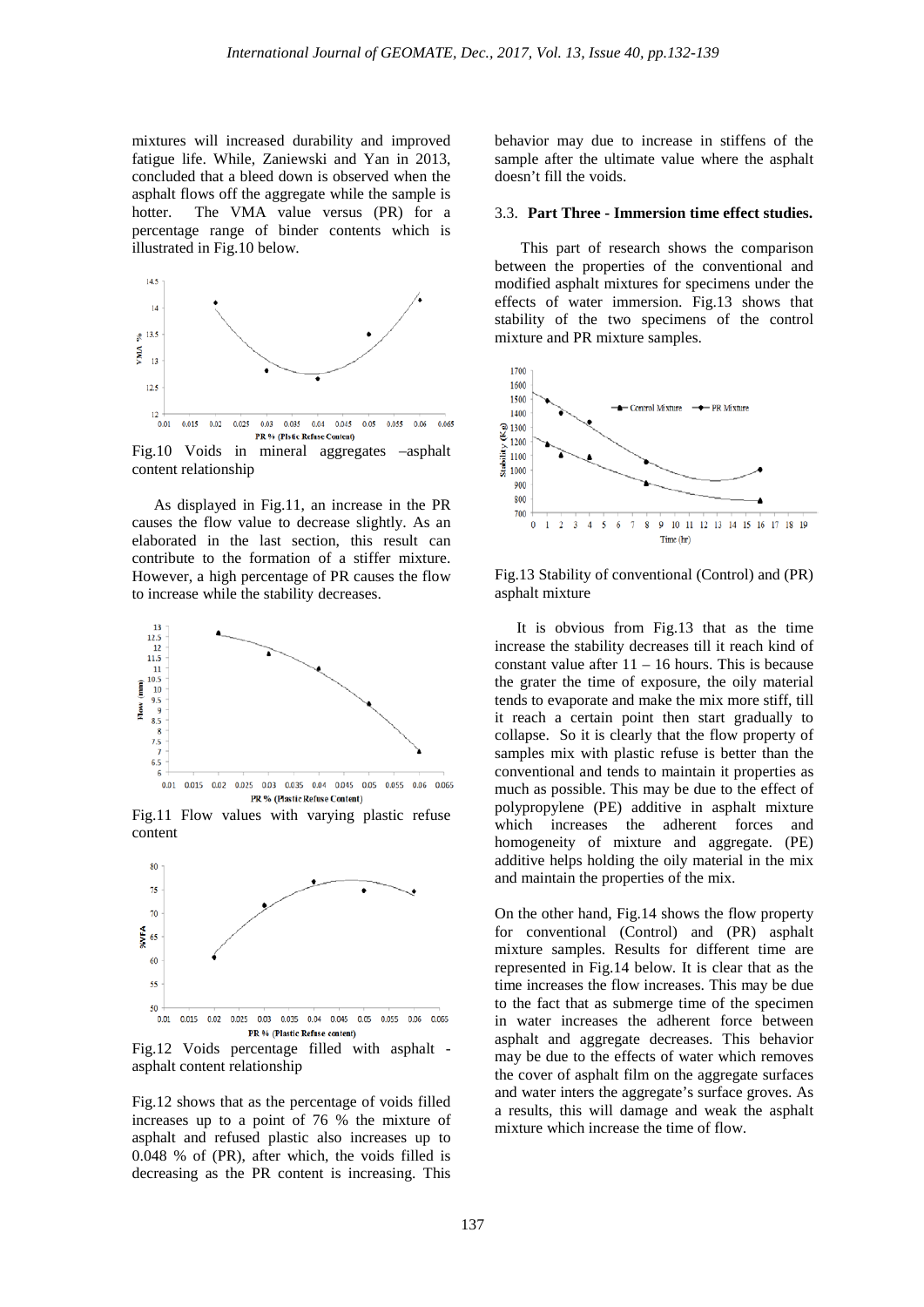mixtures will increased durability and improved fatigue life. While, Zaniewski and Yan in 2013, concluded that a bleed down is observed when the asphalt flows off the aggregate while the sample is hotter. The VMA value versus (PR) for a percentage range of binder contents which is illustrated in Fig.10 below.

Fig.10 Voids in mineral aggregates –asphalt content relationship

As displayed in Fig.11, an increase in the PR causes the flow value to decrease slightly. As an elaborated in the last section, this result can contribute to the formation of a stiffer mixture. However, a high percentage of PR causes the flow to increase while the stability decreases.

Fig.11 Flow values with varying plastic refuse content

Fig.12 Voids percentage filled with asphalt - asphalt content relationship

Fig.12 shows that as the percentage of voids filled increases up to a point of 76 % the mixture of asphalt and refused plastic also increases up to 0.048 % of (PR), after which, the voids filled is decreasing as the PR content is increasing. This behavior may due to increase in stiffens of the sample after the ultimate value where the asphalt doesn't fill the voids.

### 3.3. Part Three - Immersion time effect studies.

This part of research shows the comparison between the properties of the conventional and modified asphalt mixtures for specimens under the effects of water immersion. Fig.13 shows that stability of the two specimens of the control mixture and PR mixture samples.

Fig.13 Stability of conventional (Control) and (PR) asphalt mixture

It is obvious from Fig.13 that as the time increase the stability decreases till it reach kind of constant value after 11 – 16 hours. This is because the grater the time of exposure, the oily material tends to evaporate and make the mix more stiff, till it reach a certain point then start gradually to collapse. So it is clearly that the flow property of samples mix with plastic refuse is better than the conventional and tends to maintain it properties as much as possible. This may be due to the effect of polypropylene (PE) additive in asphalt mixture which increases the adherent forces and homogeneity of mixture and aggregate. (PE) additive helps holding the oily material in the mix and maintain the properties of the mix.

On the other hand, Fig.14 shows the flow property for conventional (Control) and (PR) asphalt mixture samples. Results for different time are represented in Fig.14 below. It is clear that as the time increases the flow increases. This may be due to the fact that as submerge time of the specimen in water increases the adherent force between asphalt and aggregate decreases. This behavior may be due to the effects of water which removes the cover of asphalt film on the aggregate surfaces and water inters the aggregate's surface groves. As a results, this will damage and weak the asphalt mixture which increase the time of flow.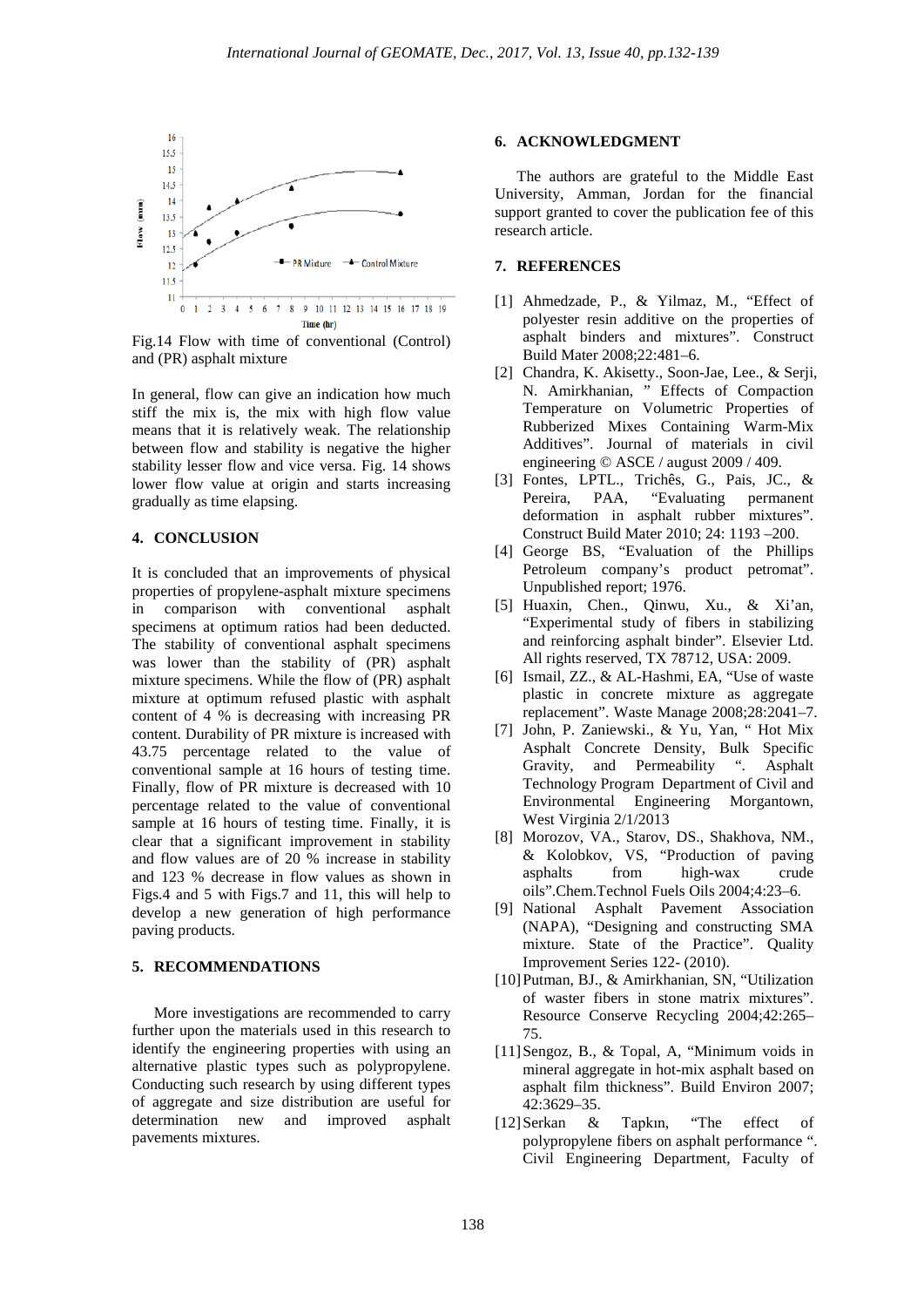Fig.14 Flow with time of conventional (Control) and (PR) asphalt mixture

In general, flow can give an indication how much stiff the mix is, the mix with high flow value means that it is relatively weak. The relationship between flow and stability is negative the higher stability lesser flow and vice versa. Fig. 14 shows lower flow value at origin and starts increasing gradually as time elapsing.

## 4. CONCLUSION

It is concluded that an improvements of physical properties of propylene-asphalt mixture specimens in comparison with conventional asphalt specimens at optimum ratios had been deducted. The stability of conventional asphalt specimens was lower than the stability of (PR) asphalt mixture specimens. While the flow of (PR) asphalt mixture at optimum refused plastic with asphalt content of 4 % is decreasing with increasing PR content. Durability of PR mixture is increased with 43.75 percentage related to the value of conventional sample at 16 hours of testing time. Finally, flow of PR mixture is decreased with 10 percentage related to the value of conventional sample at 16 hours of testing time. Finally, it is clear that a significant improvement in stability and flow values are of 20 % increase in stability and 123 % decrease in flow values as shown in Figs.4 and 5 with Figs.7 and 11, this will help to develop a new generation of high performance paving products.

## 5. RECOMMENDATIONS

More investigations are recommended to carry further upon the materials used in this research to identify the engineering properties with using an alternative plastic types such as polypropylene. Conducting such research by using different types of aggregate and size distribution are useful for determination new and improved asphalt pavements mixtures.

## 6. ACKNOWLEDGMENT

The authors are grateful to the Middle East University, Amman, Jordan for the financial support granted to cover the publication fee of this research article.

## 7. REFERENCES

[1] Ahmedzade, P., & Yilmaz, M., "Effect of polyester resin additive on the properties of asphalt binders and mixtures". Construct Build Mater 2008;22:481–6.

[2] Chandra, K. Akisetty., Soon-Jae, Lee., & Serji, N. Amirkhanian, " Effects of Compaction Temperature on Volumetric Properties of Rubberized Mixes Containing Warm-Mix Additives". Journal of materials in civil engineering © ASCE / august 2009 / 409.

[3] Fontes, LPTL., Trichês, G., Pais, JC., & Pereira, PAA, "Evaluating permanent deformation in asphalt rubber mixtures". Construct Build Mater 2010; 24: 1193 –200.

[4] George BS, "Evaluation of the Phillips Petroleum company's product petromat". Unpublished report; 1976.

[5] Huaxin, Chen., Qinwu, Xu., & Xi'an, "Experimental study of fibers in stabilizing and reinforcing asphalt binder". Elsevier Ltd. All rights reserved, TX 78712, USA: 2009.

[6] Ismail, ZZ., & AL-Hashmi, EA, "Use of waste plastic in concrete mixture as aggregate replacement". Waste Manage 2008;28:2041–7.

[7] John, P. Zaniewski., & Yu, Yan, " Hot Mix Asphalt Concrete Density, Bulk Specific Gravity, and Permeability ". Asphalt Technology Program Department of Civil and Environmental Engineering Morgantown, West Virginia 2/1/2013

[8] Morozov, VA., Starov, DS., Shakhova, NM., & Kolobkov, VS, "Production of paving asphalts from high-wax crude oils".Chem.Technol Fuels Oils 2004;4:23–6.

[9] National Asphalt Pavement Association (NAPA), "Designing and constructing SMA mixture. State of the Practice". Quality Improvement Series 122- (2010).

[10] Putman, BJ., & Amirkhanian, SN, "Utilization of waster fibers in stone matrix mixtures". Resource Conserve Recycling 2004;42:265–75.

[11] Sengoz, B., & Topal, A, "Minimum voids in mineral aggregate in hot-mix asphalt based on asphalt film thickness". Build Environ 2007; 42:3629–35.

[12] Serkan & Tapkın, "The effect of polypropylene fibers on asphalt performance ". Civil Engineering Department, Faculty of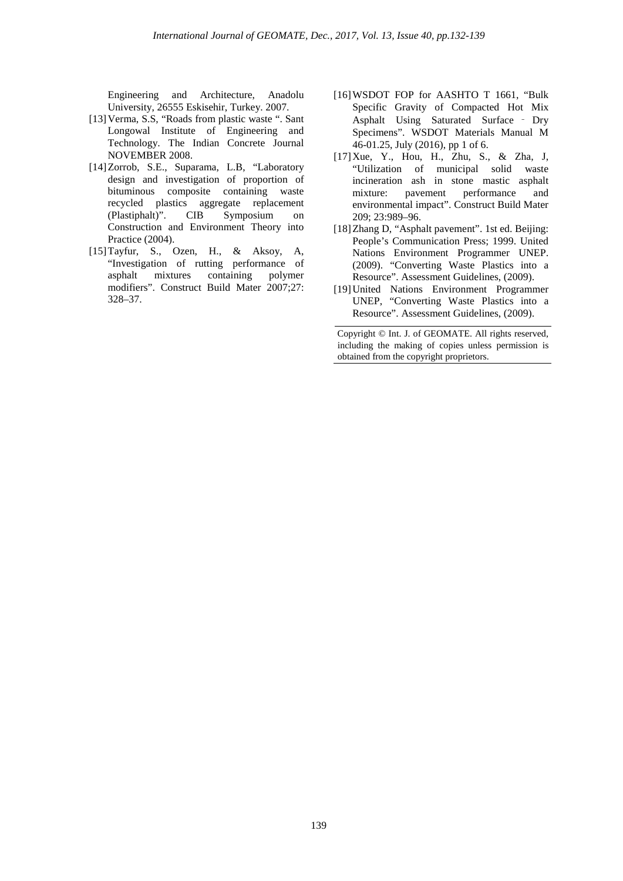Engineering and Architecture, Anadolu University, 26555 Eskisehir, Turkey. 2007.

[13] Verma, S.S, "Roads from plastic waste ". Sant Longowal Institute of Engineering and Technology. The Indian Concrete Journal NOVEMBER 2008.

[14] Zorrob, S.E., Suparama, L.B, "Laboratory design and investigation of proportion of bituminous composite containing waste recycled plastics aggregate replacement (Plastiphalt)". CIB Symposium on Construction and Environment Theory into Practice (2004).

[15] Tayfur, S., Ozen, H., & Aksoy, A, "Investigation of rutting performance of asphalt mixtures containing polymer modifiers". Construct Build Mater 2007;27: 328–37.

[16] WSDOT FOP for AASHTO T 1661, "Bulk Specific Gravity of Compacted Hot Mix Asphalt Using Saturated Surface‐Dry Specimens". WSDOT Materials Manual M 46-01.25, July (2016), pp 1 of 6.

[17] Xue, Y., Hou, H., Zhu, S., & Zha, J, "Utilization of municipal solid waste incineration ash in stone mastic asphalt mixture: pavement performance and environmental impact". Construct Build Mater 209; 23:989–96.

[18] Zhang D, "Asphalt pavement". 1st ed. Beijing: People's Communication Press; 1999. United Nations Environment Programmer UNEP. (2009). "Converting Waste Plastics into a Resource". Assessment Guidelines, (2009).

[19] United Nations Environment Programmer UNEP, "Converting Waste Plastics into a Resource". Assessment Guidelines, (2009).

Copyright © Int. J. of GEOMATE. All rights reserved, including the making of copies unless permission is obtained from the copyright proprietors.